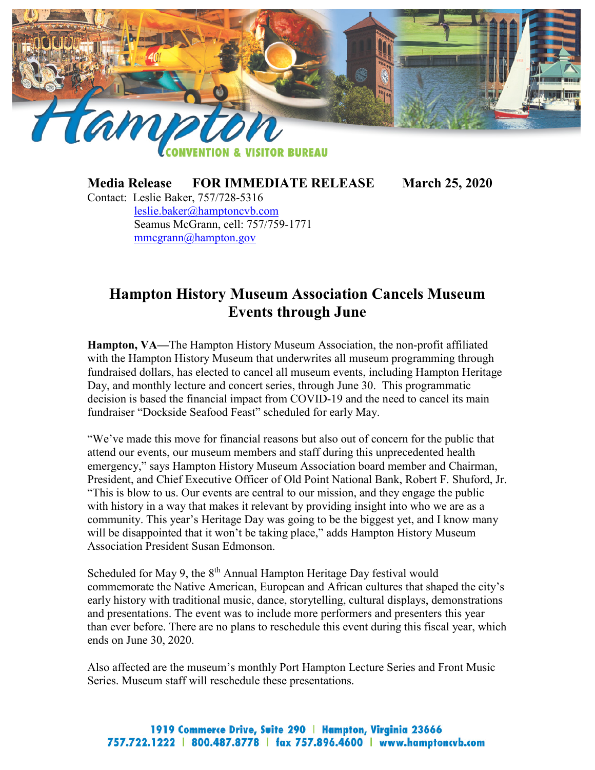**Media Release FOR IMMEDIATE RELEASE March 25, 2020**

Contact: Leslie Baker, 757/728-5316
leslie.baker@hamptoncvb.com
Seamus McGrann, cell: 757/759-1771
mmcgrann@hampton.gov

# Hampton History Museum Association Cancels Museum Events through June

**Hampton, VA—**The Hampton History Museum Association, the non-profit affiliated with the Hampton History Museum that underwrites all museum programming through fundraised dollars, has elected to cancel all museum events, including Hampton Heritage Day, and monthly lecture and concert series, through June 30. This programmatic decision is based the financial impact from COVID-19 and the need to cancel its main fundraiser "Dockside Seafood Feast" scheduled for early May.

"We've made this move for financial reasons but also out of concern for the public that attend our events, our museum members and staff during this unprecedented health emergency," says Hampton History Museum Association board member and Chairman, President, and Chief Executive Officer of Old Point National Bank, Robert F. Shuford, Jr. "This is blow to us. Our events are central to our mission, and they engage the public with history in a way that makes it relevant by providing insight into who we are as a community. This year's Heritage Day was going to be the biggest yet, and I know many will be disappointed that it won't be taking place," adds Hampton History Museum Association President Susan Edmonson.

Scheduled for May 9, the 8th Annual Hampton Heritage Day festival would commemorate the Native American, European and African cultures that shaped the city's early history with traditional music, dance, storytelling, cultural displays, demonstrations and presentations. The event was to include more performers and presenters this year than ever before. There are no plans to reschedule this event during this fiscal year, which ends on June 30, 2020.

Also affected are the museum's monthly Port Hampton Lecture Series and Front Music Series. Museum staff will reschedule these presentations.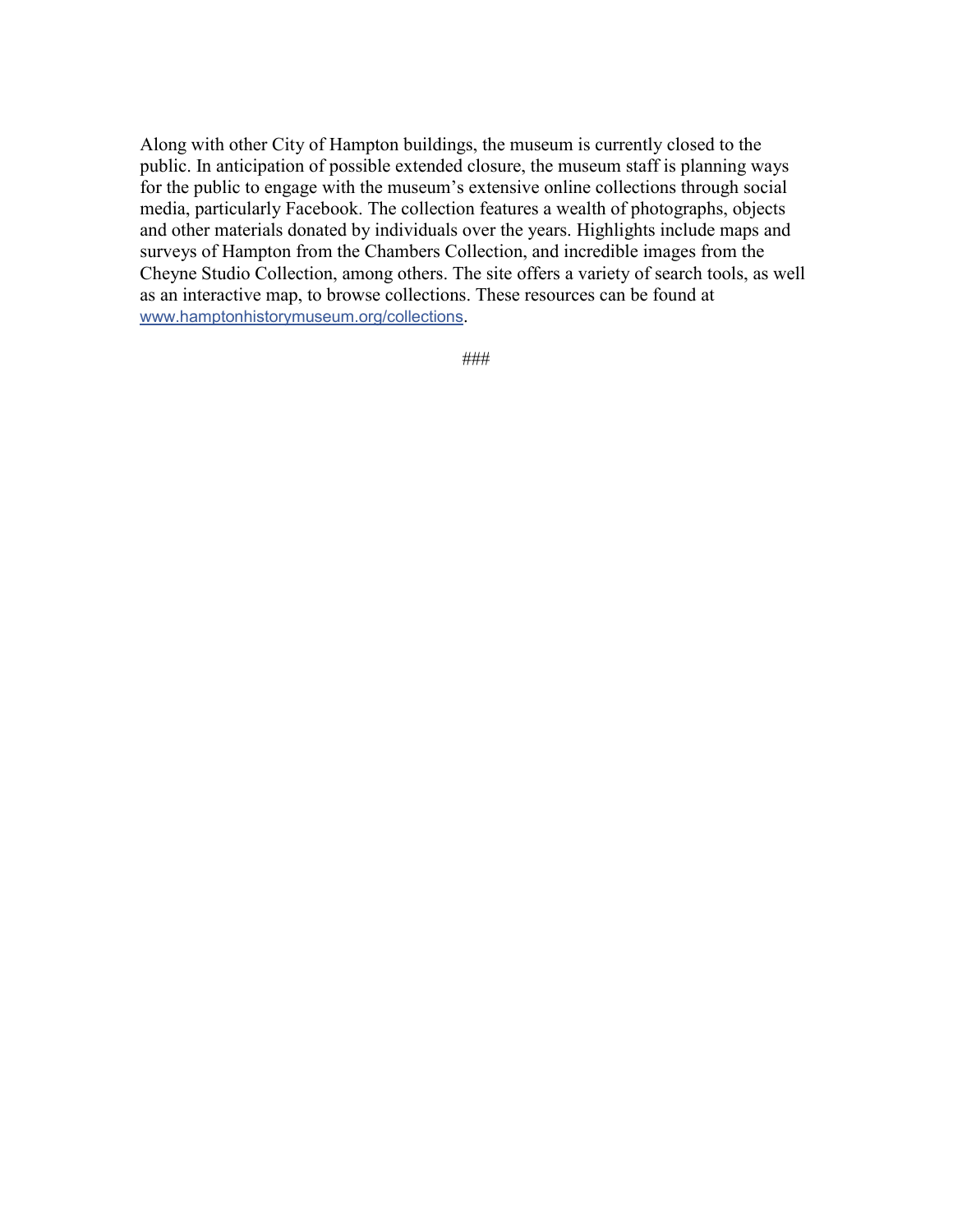Along with other City of Hampton buildings, the museum is currently closed to the public. In anticipation of possible extended closure, the museum staff is planning ways for the public to engage with the museum's extensive online collections through social media, particularly Facebook. The collection features a wealth of photographs, objects and other materials donated by individuals over the years. Highlights include maps and surveys of Hampton from the Chambers Collection, and incredible images from the Cheyne Studio Collection, among others. The site offers a variety of search tools, as well as an interactive map, to browse collections. These resources can be found at www.hamptonhistorymuseum.org/collections.

###